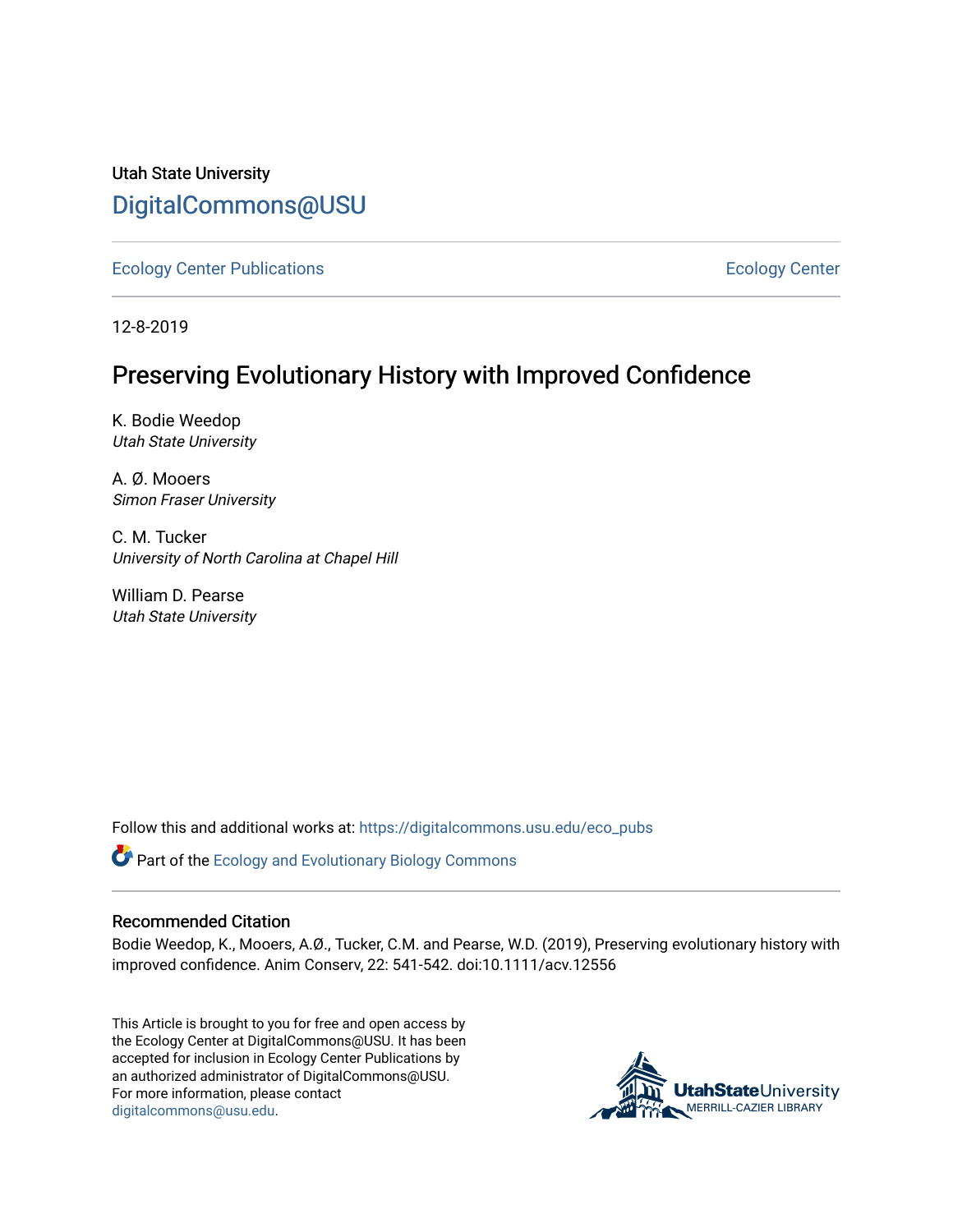Utah State University

DigitalCommons@USU

Ecology Center Publications

Ecology Center

12-8-2019

# Preserving Evolutionary History with Improved Confidence

K. Bodie Weedop
*Utah State University*

A. Ø. Mooers
*Simon Fraser University*

C. M. Tucker
*University of North Carolina at Chapel Hill*

William D. Pearse
*Utah State University*

Follow this and additional works at: https://digitalcommons.usu.edu/eco_pubs

Part of the Ecology and Evolutionary Biology Commons

## Recommended Citation

Bodie Weedop, K., Mooers, A.Ø., Tucker, C.M. and Pearse, W.D. (2019), Preserving evolutionary history with improved confidence. Anim Conserv, 22: 541-542. doi:10.1111/acv.12556

This Article is brought to you for free and open access by the Ecology Center at DigitalCommons@USU. It has been accepted for inclusion in Ecology Center Publications by an authorized administrator of DigitalCommons@USU. For more information, please contact digitalcommons@usu.edu.

UtahStateUniversity MERRILL-CAZIER LIBRARY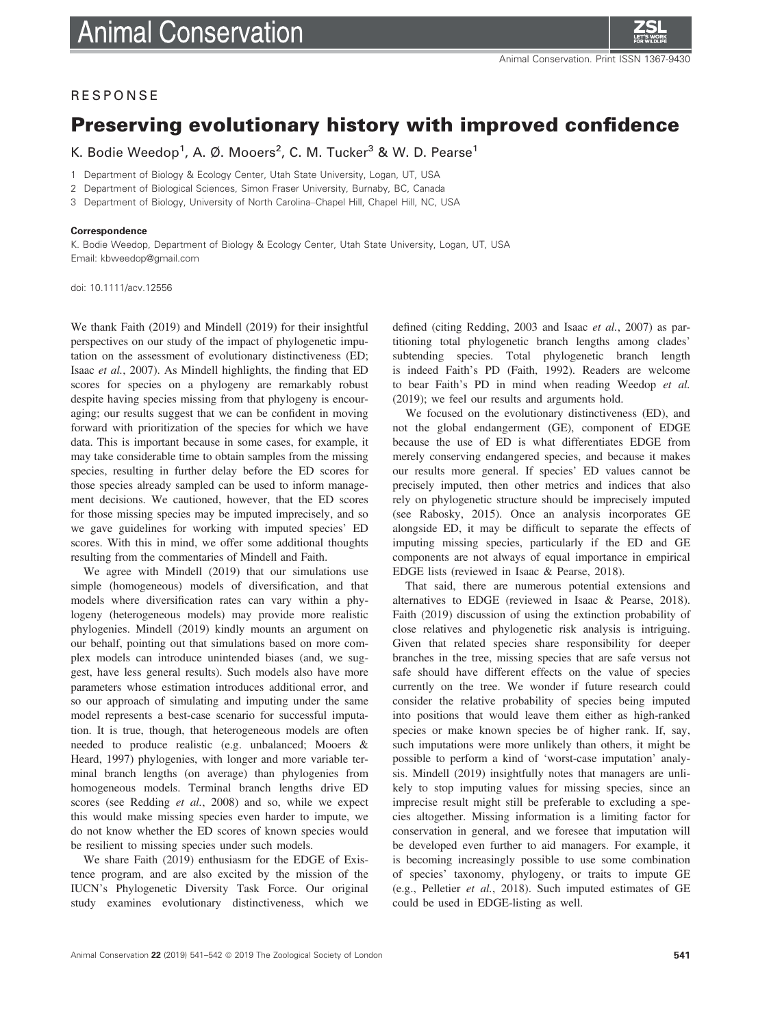# Animal Conservation

Animal Conservation. Print ISSN 1367-9430

RESPONSE

# Preserving evolutionary history with improved confidence

K. Bodie Weedop[1], A. Ø. Mooers[2], C. M. Tucker[3] & W. D. Pearse[1]

1 Department of Biology & Ecology Center, Utah State University, Logan, UT, USA

2 Department of Biological Sciences, Simon Fraser University, Burnaby, BC, Canada

3 Department of Biology, University of North Carolina–Chapel Hill, Chapel Hill, NC, USA

**Correspondence**

K. Bodie Weedop, Department of Biology & Ecology Center, Utah State University, Logan, UT, USA
Email: kbweedop@gmail.com

doi: 10.1111/acv.12556

We thank Faith (2019) and Mindell (2019) for their insightful perspectives on our study of the impact of phylogenetic imputation on the assessment of evolutionary distinctiveness (ED; Isaac *et al.*, 2007). As Mindell highlights, the finding that ED scores for species on a phylogeny are remarkably robust despite having species missing from that phylogeny is encouraging; our results suggest that we can be confident in moving forward with prioritization of the species for which we have data. This is important because in some cases, for example, it may take considerable time to obtain samples from the missing species, resulting in further delay before the ED scores for those species already sampled can be used to inform management decisions. We cautioned, however, that the ED scores for those missing species may be imputed imprecisely, and so we gave guidelines for working with imputed species' ED scores. With this in mind, we offer some additional thoughts resulting from the commentaries of Mindell and Faith.

We agree with Mindell (2019) that our simulations use simple (homogeneous) models of diversification, and that models where diversification rates can vary within a phylogeny (heterogeneous models) may provide more realistic phylogenies. Mindell (2019) kindly mounts an argument on our behalf, pointing out that simulations based on more complex models can introduce unintended biases (and, we suggest, have less general results). Such models also have more parameters whose estimation introduces additional error, and so our approach of simulating and imputing under the same model represents a best-case scenario for successful imputation. It is true, though, that heterogeneous models are often needed to produce realistic (e.g. unbalanced; Mooers & Heard, 1997) phylogenies, with longer and more variable terminal branch lengths (on average) than phylogenies from homogeneous models. Terminal branch lengths drive ED scores (see Redding *et al.*, 2008) and so, while we expect this would make missing species even harder to impute, we do not know whether the ED scores of known species would be resilient to missing species under such models.

We share Faith (2019) enthusiasm for the EDGE of Existence program, and are also excited by the mission of the IUCN's Phylogenetic Diversity Task Force. Our original study examines evolutionary distinctiveness, which we defined (citing Redding, 2003 and Isaac *et al.*, 2007) as partitioning total phylogenetic branch lengths among clades' subtending species. Total phylogenetic branch length is indeed Faith's PD (Faith, 1992). Readers are welcome to bear Faith's PD in mind when reading Weedop *et al.* (2019); we feel our results and arguments hold.

We focused on the evolutionary distinctiveness (ED), and not the global endangerment (GE), component of EDGE because the use of ED is what differentiates EDGE from merely conserving endangered species, and because it makes our results more general. If species' ED values cannot be precisely imputed, then other metrics and indices that also rely on phylogenetic structure should be imprecisely imputed (see Rabosky, 2015). Once an analysis incorporates GE alongside ED, it may be difficult to separate the effects of imputing missing species, particularly if the ED and GE components are not always of equal importance in empirical EDGE lists (reviewed in Isaac & Pearse, 2018).

That said, there are numerous potential extensions and alternatives to EDGE (reviewed in Isaac & Pearse, 2018). Faith (2019) discussion of using the extinction probability of close relatives and phylogenetic risk analysis is intriguing. Given that related species share responsibility for deeper branches in the tree, missing species that are safe versus not safe should have different effects on the value of species currently on the tree. We wonder if future research could consider the relative probability of species being imputed into positions that would leave them either as high-ranked species or make known species be of higher rank. If, say, such imputations were more unlikely than others, it might be possible to perform a kind of 'worst-case imputation' analysis. Mindell (2019) insightfully notes that managers are unlikely to stop imputing values for missing species, since an imprecise result might still be preferable to excluding a species altogether. Missing information is a limiting factor for conservation in general, and we foresee that imputation will be developed even further to aid managers. For example, it is becoming increasingly possible to use some combination of species' taxonomy, phylogeny, or traits to impute GE (e.g., Pelletier *et al.*, 2018). Such imputed estimates of GE could be used in EDGE-listing as well.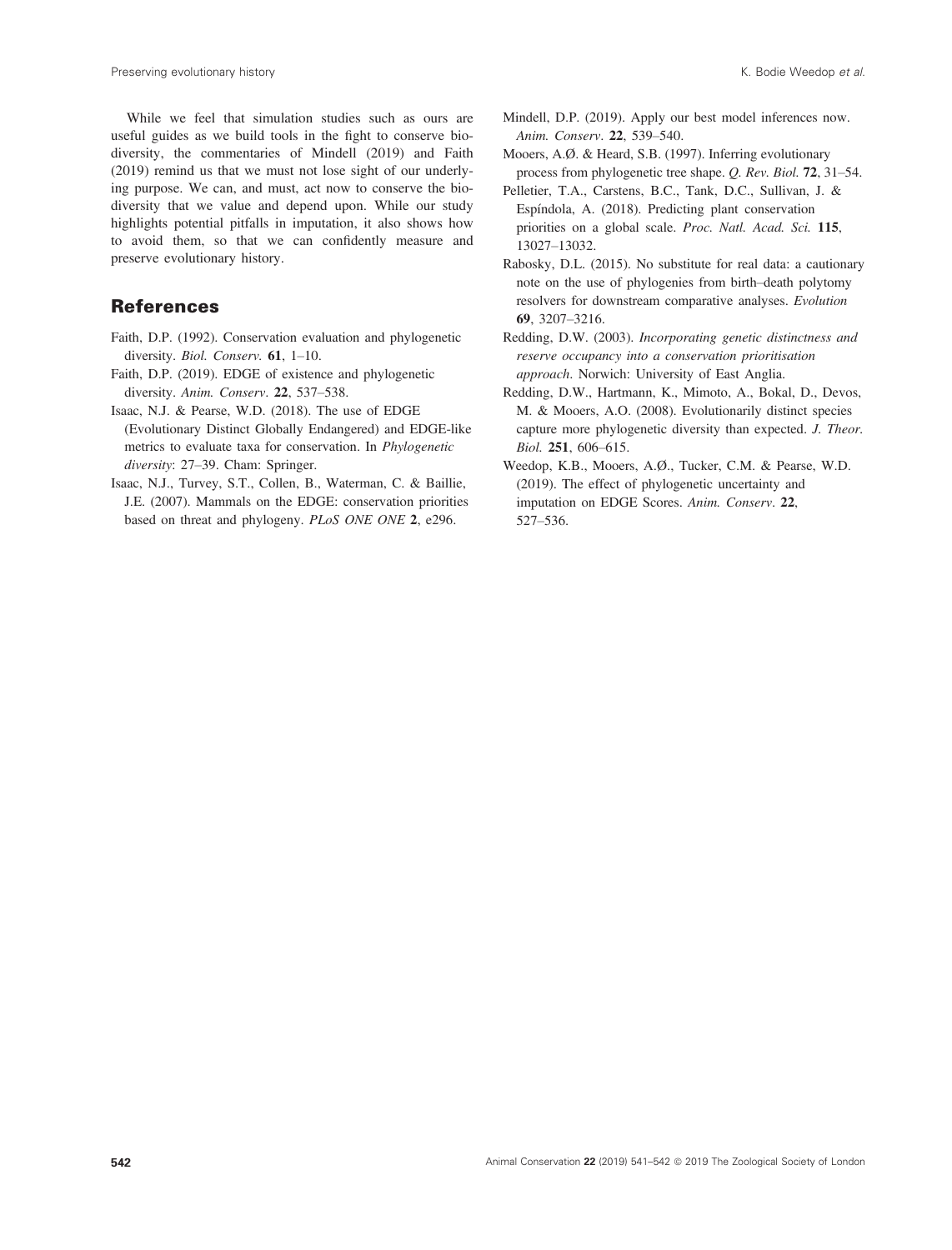While we feel that simulation studies such as ours are useful guides as we build tools in the fight to conserve biodiversity, the commentaries of Mindell (2019) and Faith (2019) remind us that we must not lose sight of our underlying purpose. We can, and must, act now to conserve the biodiversity that we value and depend upon. While our study highlights potential pitfalls in imputation, it also shows how to avoid them, so that we can confidently measure and preserve evolutionary history.

## References

Faith, D.P. (1992). Conservation evaluation and phylogenetic diversity. *Biol. Conserv.* **61**, 1–10.

Faith, D.P. (2019). EDGE of existence and phylogenetic diversity. *Anim. Conserv*. **22**, 537–538.

Isaac, N.J. & Pearse, W.D. (2018). The use of EDGE (Evolutionary Distinct Globally Endangered) and EDGE-like metrics to evaluate taxa for conservation. In *Phylogenetic diversity*: 27–39. Cham: Springer.

Isaac, N.J., Turvey, S.T., Collen, B., Waterman, C. & Baillie, J.E. (2007). Mammals on the EDGE: conservation priorities based on threat and phylogeny. *PLoS ONE ONE* **2**, e296.

Mindell, D.P. (2019). Apply our best model inferences now. *Anim. Conserv*. **22**, 539–540.

Mooers, A.Ø. & Heard, S.B. (1997). Inferring evolutionary process from phylogenetic tree shape. *Q. Rev. Biol.* **72**, 31–54.

Pelletier, T.A., Carstens, B.C., Tank, D.C., Sullivan, J. & Espíndola, A. (2018). Predicting plant conservation priorities on a global scale. *Proc. Natl. Acad. Sci.* **115**, 13027–13032.

Rabosky, D.L. (2015). No substitute for real data: a cautionary note on the use of phylogenies from birth–death polytomy resolvers for downstream comparative analyses. *Evolution* **69**, 3207–3216.

Redding, D.W. (2003). *Incorporating genetic distinctness and reserve occupancy into a conservation prioritisation approach*. Norwich: University of East Anglia.

Redding, D.W., Hartmann, K., Mimoto, A., Bokal, D., Devos, M. & Mooers, A.O. (2008). Evolutionarily distinct species capture more phylogenetic diversity than expected. *J. Theor. Biol.* **251**, 606–615.

Weedop, K.B., Mooers, A.Ø., Tucker, C.M. & Pearse, W.D. (2019). The effect of phylogenetic uncertainty and imputation on EDGE Scores. *Anim. Conserv*. **22**, 527–536.